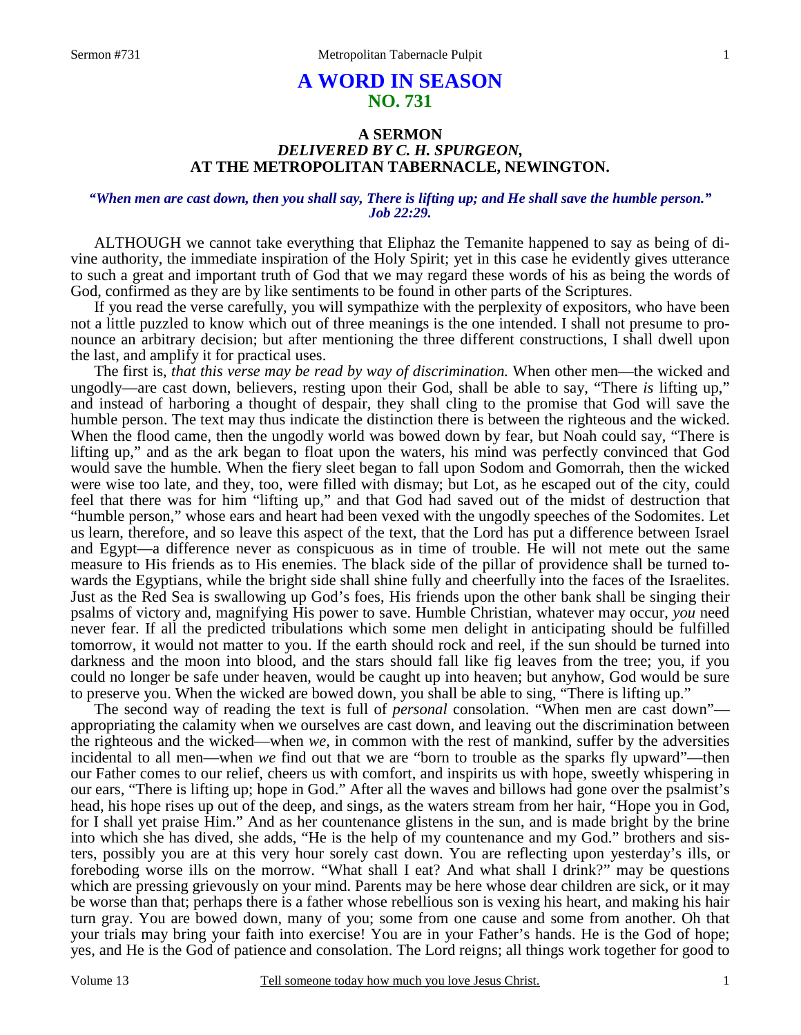# A WORD IN SEASON
## NO. 731

### A SERMON
### *DELIVERED BY C. H. SPURGEON,*
### AT THE METROPOLITAN TABERNACLE, NEWINGTON.

***"When men are cast down, then you shall say, There is lifting up; and He shall save the humble person." Job 22:29.***

ALTHOUGH we cannot take everything that Eliphaz the Temanite happened to say as being of divine authority, the immediate inspiration of the Holy Spirit; yet in this case he evidently gives utterance to such a great and important truth of God that we may regard these words of his as being the words of God, confirmed as they are by like sentiments to be found in other parts of the Scriptures.

If you read the verse carefully, you will sympathize with the perplexity of expositors, who have been not a little puzzled to know which out of three meanings is the one intended. I shall not presume to pronounce an arbitrary decision; but after mentioning the three different constructions, I shall dwell upon the last, and amplify it for practical uses.

The first is, *that this verse may be read by way of discrimination.* When other men—the wicked and ungodly—are cast down, believers, resting upon their God, shall be able to say, "There *is* lifting up," and instead of harboring a thought of despair, they shall cling to the promise that God will save the humble person. The text may thus indicate the distinction there is between the righteous and the wicked. When the flood came, then the ungodly world was bowed down by fear, but Noah could say, "There is lifting up," and as the ark began to float upon the waters, his mind was perfectly convinced that God would save the humble. When the fiery sleet began to fall upon Sodom and Gomorrah, then the wicked were wise too late, and they, too, were filled with dismay; but Lot, as he escaped out of the city, could feel that there was for him "lifting up," and that God had saved out of the midst of destruction that "humble person," whose ears and heart had been vexed with the ungodly speeches of the Sodomites. Let us learn, therefore, and so leave this aspect of the text, that the Lord has put a difference between Israel and Egypt—a difference never as conspicuous as in time of trouble. He will not mete out the same measure to His friends as to His enemies. The black side of the pillar of providence shall be turned towards the Egyptians, while the bright side shall shine fully and cheerfully into the faces of the Israelites. Just as the Red Sea is swallowing up God's foes, His friends upon the other bank shall be singing their psalms of victory and, magnifying His power to save. Humble Christian, whatever may occur, *you* need never fear. If all the predicted tribulations which some men delight in anticipating should be fulfilled tomorrow, it would not matter to you. If the earth should rock and reel, if the sun should be turned into darkness and the moon into blood, and the stars should fall like fig leaves from the tree; you, if you could no longer be safe under heaven, would be caught up into heaven; but anyhow, God would be sure to preserve you. When the wicked are bowed down, you shall be able to sing, "There is lifting up."

The second way of reading the text is full of *personal* consolation. "When men are cast down"—appropriating the calamity when we ourselves are cast down, and leaving out the discrimination between the righteous and the wicked—when *we,* in common with the rest of mankind, suffer by the adversities incidental to all men—when *we* find out that we are "born to trouble as the sparks fly upward"—then our Father comes to our relief, cheers us with comfort, and inspirits us with hope, sweetly whispering in our ears, "There is lifting up; hope in God." After all the waves and billows had gone over the psalmist's head, his hope rises up out of the deep, and sings, as the waters stream from her hair, "Hope you in God, for I shall yet praise Him." And as her countenance glistens in the sun, and is made bright by the brine into which she has dived, she adds, "He is the help of my countenance and my God." brothers and sisters, possibly you are at this very hour sorely cast down. You are reflecting upon yesterday's ills, or foreboding worse ills on the morrow. "What shall I eat? And what shall I drink?" may be questions which are pressing grievously on your mind. Parents may be here whose dear children are sick, or it may be worse than that; perhaps there is a father whose rebellious son is vexing his heart, and making his hair turn gray. You are bowed down, many of you; some from one cause and some from another. Oh that your trials may bring your faith into exercise! You are in your Father's hands. He is the God of hope; yes, and He is the God of patience and consolation. The Lord reigns; all things work together for good to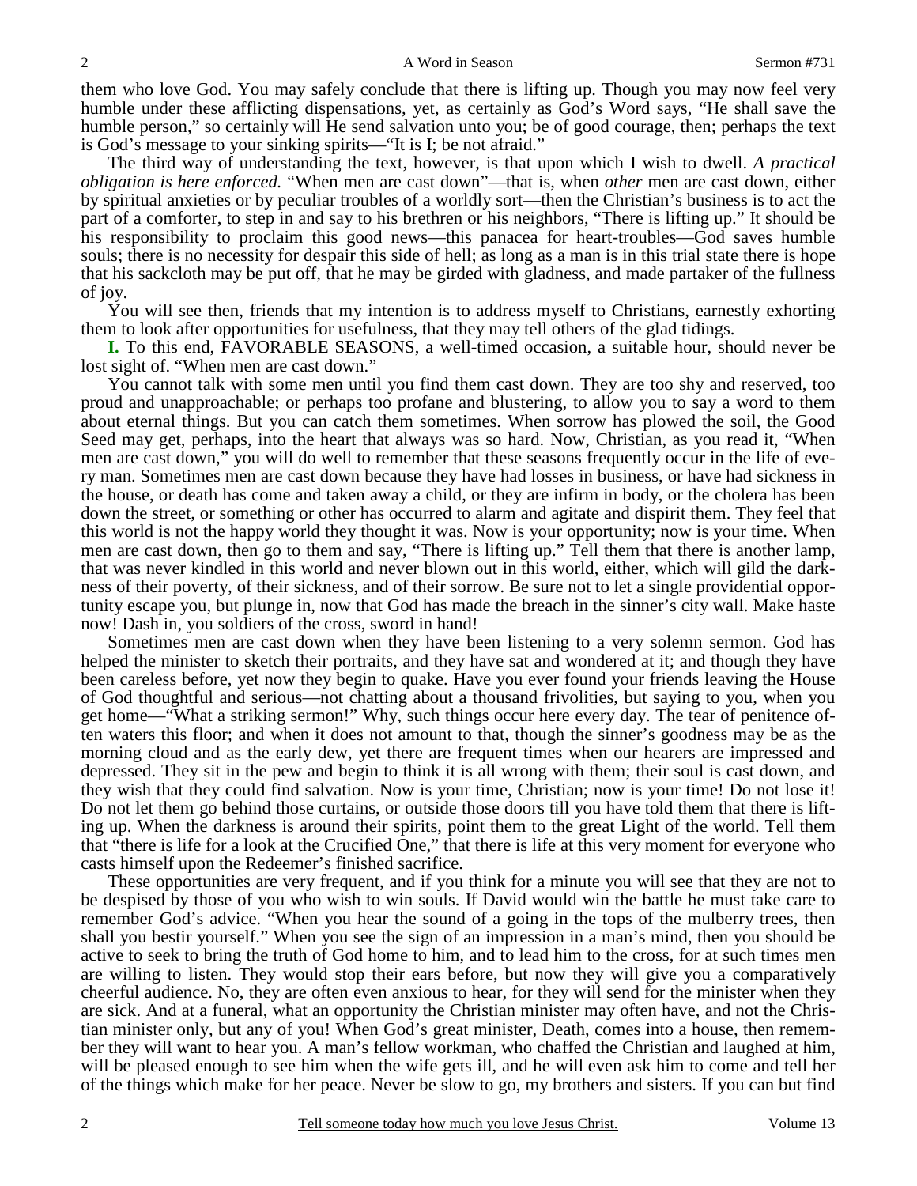them who love God. You may safely conclude that there is lifting up. Though you may now feel very humble under these afflicting dispensations, yet, as certainly as God's Word says, "He shall save the humble person," so certainly will He send salvation unto you; be of good courage, then; perhaps the text is God's message to your sinking spirits—"It is I; be not afraid."

The third way of understanding the text, however, is that upon which I wish to dwell. *A practical obligation is here enforced.* "When men are cast down"—that is, when *other* men are cast down, either by spiritual anxieties or by peculiar troubles of a worldly sort—then the Christian's business is to act the part of a comforter, to step in and say to his brethren or his neighbors, "There is lifting up." It should be his responsibility to proclaim this good news—this panacea for heart-troubles—God saves humble souls; there is no necessity for despair this side of hell; as long as a man is in this trial state there is hope that his sackcloth may be put off, that he may be girded with gladness, and made partaker of the fullness of joy.

You will see then, friends that my intention is to address myself to Christians, earnestly exhorting them to look after opportunities for usefulness, that they may tell others of the glad tidings.

**I.** To this end, FAVORABLE SEASONS, a well-timed occasion, a suitable hour, should never be lost sight of. "When men are cast down."

You cannot talk with some men until you find them cast down. They are too shy and reserved, too proud and unapproachable; or perhaps too profane and blustering, to allow you to say a word to them about eternal things. But you can catch them sometimes. When sorrow has plowed the soil, the Good Seed may get, perhaps, into the heart that always was so hard. Now, Christian, as you read it, "When men are cast down," you will do well to remember that these seasons frequently occur in the life of every man. Sometimes men are cast down because they have had losses in business, or have had sickness in the house, or death has come and taken away a child, or they are infirm in body, or the cholera has been down the street, or something or other has occurred to alarm and agitate and dispirit them. They feel that this world is not the happy world they thought it was. Now is your opportunity; now is your time. When men are cast down, then go to them and say, "There is lifting up." Tell them that there is another lamp, that was never kindled in this world and never blown out in this world, either, which will gild the darkness of their poverty, of their sickness, and of their sorrow. Be sure not to let a single providential opportunity escape you, but plunge in, now that God has made the breach in the sinner's city wall. Make haste now! Dash in, you soldiers of the cross, sword in hand!

Sometimes men are cast down when they have been listening to a very solemn sermon. God has helped the minister to sketch their portraits, and they have sat and wondered at it; and though they have been careless before, yet now they begin to quake. Have you ever found your friends leaving the House of God thoughtful and serious—not chatting about a thousand frivolities, but saying to you, when you get home—"What a striking sermon!" Why, such things occur here every day. The tear of penitence often waters this floor; and when it does not amount to that, though the sinner's goodness may be as the morning cloud and as the early dew, yet there are frequent times when our hearers are impressed and depressed. They sit in the pew and begin to think it is all wrong with them; their soul is cast down, and they wish that they could find salvation. Now is your time, Christian; now is your time! Do not lose it! Do not let them go behind those curtains, or outside those doors till you have told them that there is lifting up. When the darkness is around their spirits, point them to the great Light of the world. Tell them that "there is life for a look at the Crucified One," that there is life at this very moment for everyone who casts himself upon the Redeemer's finished sacrifice.

These opportunities are very frequent, and if you think for a minute you will see that they are not to be despised by those of you who wish to win souls. If David would win the battle he must take care to remember God's advice. "When you hear the sound of a going in the tops of the mulberry trees, then shall you bestir yourself." When you see the sign of an impression in a man's mind, then you should be active to seek to bring the truth of God home to him, and to lead him to the cross, for at such times men are willing to listen. They would stop their ears before, but now they will give you a comparatively cheerful audience. No, they are often even anxious to hear, for they will send for the minister when they are sick. And at a funeral, what an opportunity the Christian minister may often have, and not the Christian minister only, but any of you! When God's great minister, Death, comes into a house, then remember they will want to hear you. A man's fellow workman, who chaffed the Christian and laughed at him, will be pleased enough to see him when the wife gets ill, and he will even ask him to come and tell her of the things which make for her peace. Never be slow to go, my brothers and sisters. If you can but find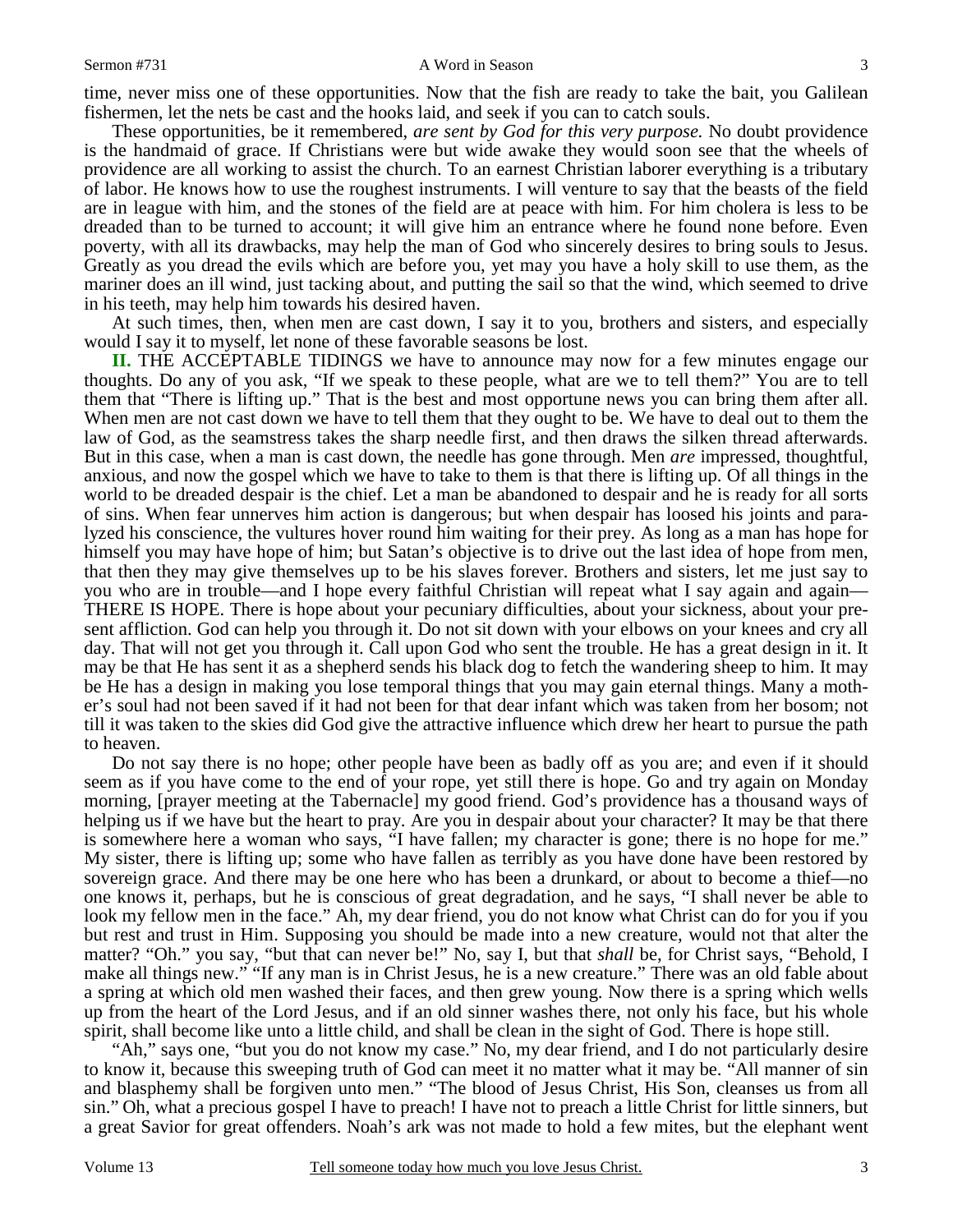time, never miss one of these opportunities. Now that the fish are ready to take the bait, you Galilean fishermen, let the nets be cast and the hooks laid, and seek if you can to catch souls.

These opportunities, be it remembered, *are sent by God for this very purpose.* No doubt providence is the handmaid of grace. If Christians were but wide awake they would soon see that the wheels of providence are all working to assist the church. To an earnest Christian laborer everything is a tributary of labor. He knows how to use the roughest instruments. I will venture to say that the beasts of the field are in league with him, and the stones of the field are at peace with him. For him cholera is less to be dreaded than to be turned to account; it will give him an entrance where he found none before. Even poverty, with all its drawbacks, may help the man of God who sincerely desires to bring souls to Jesus. Greatly as you dread the evils which are before you, yet may you have a holy skill to use them, as the mariner does an ill wind, just tacking about, and putting the sail so that the wind, which seemed to drive in his teeth, may help him towards his desired haven.

At such times, then, when men are cast down, I say it to you, brothers and sisters, and especially would I say it to myself, let none of these favorable seasons be lost.

**II.** THE ACCEPTABLE TIDINGS we have to announce may now for a few minutes engage our thoughts. Do any of you ask, "If we speak to these people, what are we to tell them?" You are to tell them that "There is lifting up." That is the best and most opportune news you can bring them after all. When men are not cast down we have to tell them that they ought to be. We have to deal out to them the law of God, as the seamstress takes the sharp needle first, and then draws the silken thread afterwards. But in this case, when a man is cast down, the needle has gone through. Men *are* impressed, thoughtful, anxious, and now the gospel which we have to take to them is that there is lifting up. Of all things in the world to be dreaded despair is the chief. Let a man be abandoned to despair and he is ready for all sorts of sins. When fear unnerves him action is dangerous; but when despair has loosed his joints and paralyzed his conscience, the vultures hover round him waiting for their prey. As long as a man has hope for himself you may have hope of him; but Satan's objective is to drive out the last idea of hope from men, that then they may give themselves up to be his slaves forever. Brothers and sisters, let me just say to you who are in trouble—and I hope every faithful Christian will repeat what I say again and again—THERE IS HOPE. There is hope about your pecuniary difficulties, about your sickness, about your present affliction. God can help you through it. Do not sit down with your elbows on your knees and cry all day. That will not get you through it. Call upon God who sent the trouble. He has a great design in it. It may be that He has sent it as a shepherd sends his black dog to fetch the wandering sheep to him. It may be He has a design in making you lose temporal things that you may gain eternal things. Many a mother's soul had not been saved if it had not been for that dear infant which was taken from her bosom; not till it was taken to the skies did God give the attractive influence which drew her heart to pursue the path to heaven.

Do not say there is no hope; other people have been as badly off as you are; and even if it should seem as if you have come to the end of your rope, yet still there is hope. Go and try again on Monday morning, [prayer meeting at the Tabernacle] my good friend. God's providence has a thousand ways of helping us if we have but the heart to pray. Are you in despair about your character? It may be that there is somewhere here a woman who says, "I have fallen; my character is gone; there is no hope for me." My sister, there is lifting up; some who have fallen as terribly as you have done have been restored by sovereign grace. And there may be one here who has been a drunkard, or about to become a thief—no one knows it, perhaps, but he is conscious of great degradation, and he says, "I shall never be able to look my fellow men in the face." Ah, my dear friend, you do not know what Christ can do for you if you but rest and trust in Him. Supposing you should be made into a new creature, would not that alter the matter? "Oh." you say, "but that can never be!" No, say I, but that *shall* be, for Christ says, "Behold, I make all things new." "If any man is in Christ Jesus, he is a new creature." There was an old fable about a spring at which old men washed their faces, and then grew young. Now there is a spring which wells up from the heart of the Lord Jesus, and if an old sinner washes there, not only his face, but his whole spirit, shall become like unto a little child, and shall be clean in the sight of God. There is hope still.

"Ah," says one, "but you do not know my case." No, my dear friend, and I do not particularly desire to know it, because this sweeping truth of God can meet it no matter what it may be. "All manner of sin and blasphemy shall be forgiven unto men." "The blood of Jesus Christ, His Son, cleanses us from all sin." Oh, what a precious gospel I have to preach! I have not to preach a little Christ for little sinners, but a great Savior for great offenders. Noah's ark was not made to hold a few mites, but the elephant went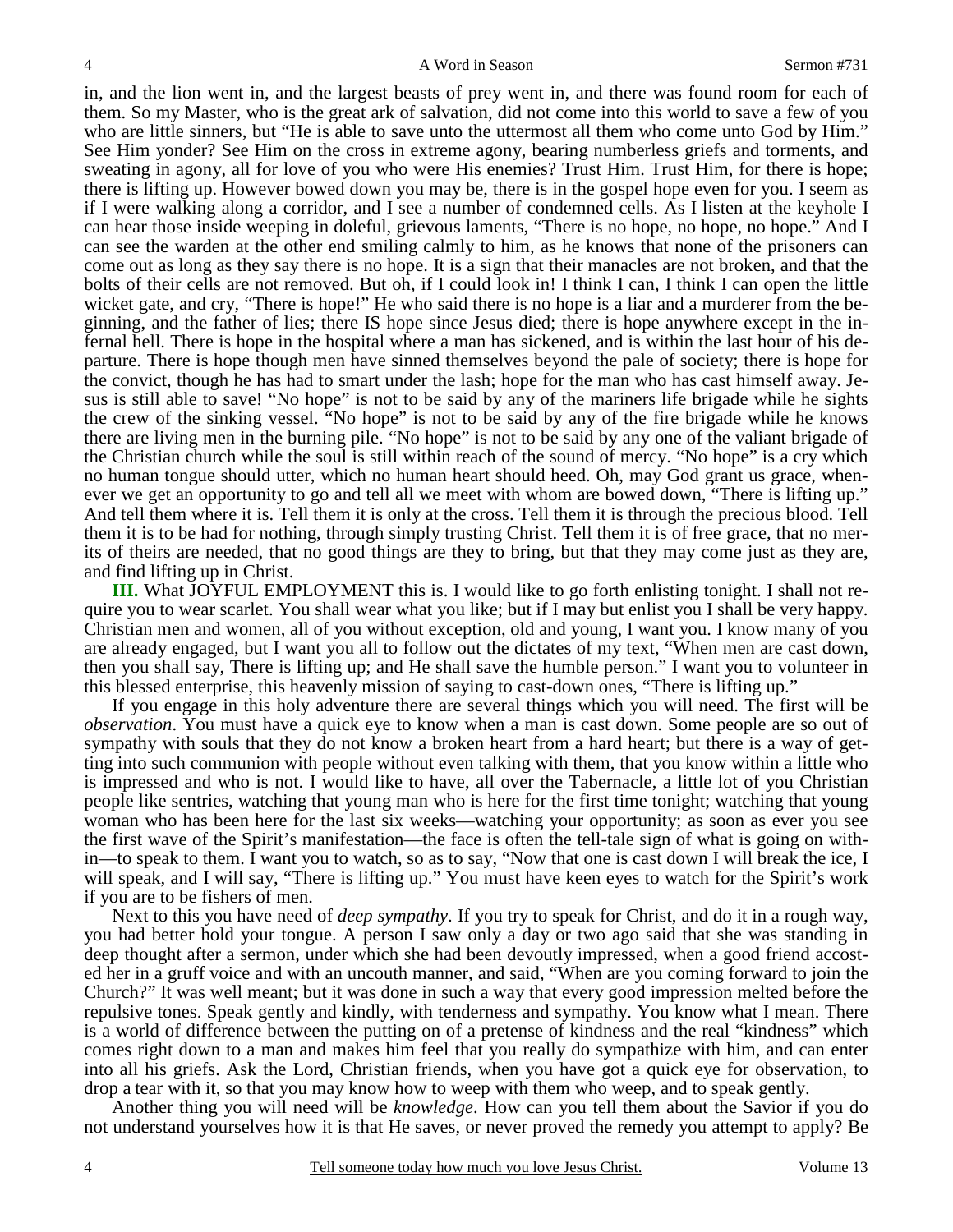in, and the lion went in, and the largest beasts of prey went in, and there was found room for each of them. So my Master, who is the great ark of salvation, did not come into this world to save a few of you who are little sinners, but "He is able to save unto the uttermost all them who come unto God by Him." See Him yonder? See Him on the cross in extreme agony, bearing numberless griefs and torments, and sweating in agony, all for love of you who were His enemies? Trust Him. Trust Him, for there is hope; there is lifting up. However bowed down you may be, there is in the gospel hope even for you. I seem as if I were walking along a corridor, and I see a number of condemned cells. As I listen at the keyhole I can hear those inside weeping in doleful, grievous laments, "There is no hope, no hope, no hope." And I can see the warden at the other end smiling calmly to him, as he knows that none of the prisoners can come out as long as they say there is no hope. It is a sign that their manacles are not broken, and that the bolts of their cells are not removed. But oh, if I could look in! I think I can, I think I can open the little wicket gate, and cry, "There is hope!" He who said there is no hope is a liar and a murderer from the beginning, and the father of lies; there IS hope since Jesus died; there is hope anywhere except in the infernal hell. There is hope in the hospital where a man has sickened, and is within the last hour of his departure. There is hope though men have sinned themselves beyond the pale of society; there is hope for the convict, though he has had to smart under the lash; hope for the man who has cast himself away. Jesus is still able to save! "No hope" is not to be said by any of the mariners life brigade while he sights the crew of the sinking vessel. "No hope" is not to be said by any of the fire brigade while he knows there are living men in the burning pile. "No hope" is not to be said by any one of the valiant brigade of the Christian church while the soul is still within reach of the sound of mercy. "No hope" is a cry which no human tongue should utter, which no human heart should heed. Oh, may God grant us grace, whenever we get an opportunity to go and tell all we meet with whom are bowed down, "There is lifting up." And tell them where it is. Tell them it is only at the cross. Tell them it is through the precious blood. Tell them it is to be had for nothing, through simply trusting Christ. Tell them it is of free grace, that no merits of theirs are needed, that no good things are they to bring, but that they may come just as they are, and find lifting up in Christ.

**III.** What JOYFUL EMPLOYMENT this is. I would like to go forth enlisting tonight. I shall not require you to wear scarlet. You shall wear what you like; but if I may but enlist you I shall be very happy. Christian men and women, all of you without exception, old and young, I want you. I know many of you are already engaged, but I want you all to follow out the dictates of my text, "When men are cast down, then you shall say, There is lifting up; and He shall save the humble person." I want you to volunteer in this blessed enterprise, this heavenly mission of saying to cast-down ones, "There is lifting up."

If you engage in this holy adventure there are several things which you will need. The first will be *observation*. You must have a quick eye to know when a man is cast down. Some people are so out of sympathy with souls that they do not know a broken heart from a hard heart; but there is a way of getting into such communion with people without even talking with them, that you know within a little who is impressed and who is not. I would like to have, all over the Tabernacle, a little lot of you Christian people like sentries, watching that young man who is here for the first time tonight; watching that young woman who has been here for the last six weeks—watching your opportunity; as soon as ever you see the first wave of the Spirit's manifestation—the face is often the tell-tale sign of what is going on within—to speak to them. I want you to watch, so as to say, "Now that one is cast down I will break the ice, I will speak, and I will say, "There is lifting up." You must have keen eyes to watch for the Spirit's work if you are to be fishers of men.

Next to this you have need of *deep sympathy*. If you try to speak for Christ, and do it in a rough way, you had better hold your tongue. A person I saw only a day or two ago said that she was standing in deep thought after a sermon, under which she had been devoutly impressed, when a good friend accosted her in a gruff voice and with an uncouth manner, and said, "When are you coming forward to join the Church?" It was well meant; but it was done in such a way that every good impression melted before the repulsive tones. Speak gently and kindly, with tenderness and sympathy. You know what I mean. There is a world of difference between the putting on of a pretense of kindness and the real "kindness" which comes right down to a man and makes him feel that you really do sympathize with him, and can enter into all his griefs. Ask the Lord, Christian friends, when you have got a quick eye for observation, to drop a tear with it, so that you may know how to weep with them who weep, and to speak gently.

Another thing you will need will be *knowledge*. How can you tell them about the Savior if you do not understand yourselves how it is that He saves, or never proved the remedy you attempt to apply? Be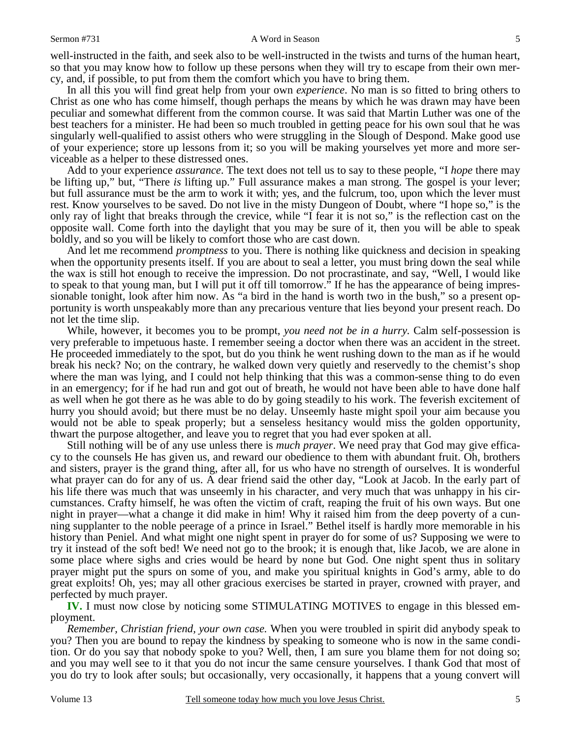well-instructed in the faith, and seek also to be well-instructed in the twists and turns of the human heart, so that you may know how to follow up these persons when they will try to escape from their own mercy, and, if possible, to put from them the comfort which you have to bring them.

In all this you will find great help from your own *experience*. No man is so fitted to bring others to Christ as one who has come himself, though perhaps the means by which he was drawn may have been peculiar and somewhat different from the common course. It was said that Martin Luther was one of the best teachers for a minister. He had been so much troubled in getting peace for his own soul that he was singularly well-qualified to assist others who were struggling in the Slough of Despond. Make good use of your experience; store up lessons from it; so you will be making yourselves yet more and more serviceable as a helper to these distressed ones.

Add to your experience *assurance*. The text does not tell us to say to these people, "I *hope* there may be lifting up," but, "There *is* lifting up." Full assurance makes a man strong. The gospel is your lever; but full assurance must be the arm to work it with; yes, and the fulcrum, too, upon which the lever must rest. Know yourselves to be saved. Do not live in the misty Dungeon of Doubt, where "I hope so," is the only ray of light that breaks through the crevice, while "I fear it is not so," is the reflection cast on the opposite wall. Come forth into the daylight that you may be sure of it, then you will be able to speak boldly, and so you will be likely to comfort those who are cast down.

And let me recommend *promptness* to you. There is nothing like quickness and decision in speaking when the opportunity presents itself. If you are about to seal a letter, you must bring down the seal while the wax is still hot enough to receive the impression. Do not procrastinate, and say, "Well, I would like to speak to that young man, but I will put it off till tomorrow." If he has the appearance of being impressionable tonight, look after him now. As "a bird in the hand is worth two in the bush," so a present opportunity is worth unspeakably more than any precarious venture that lies beyond your present reach. Do not let the time slip.

While, however, it becomes you to be prompt, *you need not be in a hurry.* Calm self-possession is very preferable to impetuous haste. I remember seeing a doctor when there was an accident in the street. He proceeded immediately to the spot, but do you think he went rushing down to the man as if he would break his neck? No; on the contrary, he walked down very quietly and reservedly to the chemist's shop where the man was lying, and I could not help thinking that this was a common-sense thing to do even in an emergency; for if he had run and got out of breath, he would not have been able to have done half as well when he got there as he was able to do by going steadily to his work. The feverish excitement of hurry you should avoid; but there must be no delay. Unseemly haste might spoil your aim because you would not be able to speak properly; but a senseless hesitancy would miss the golden opportunity, thwart the purpose altogether, and leave you to regret that you had ever spoken at all.

Still nothing will be of any use unless there is *much prayer*. We need pray that God may give efficacy to the counsels He has given us, and reward our obedience to them with abundant fruit. Oh, brothers and sisters, prayer is the grand thing, after all, for us who have no strength of ourselves. It is wonderful what prayer can do for any of us. A dear friend said the other day, "Look at Jacob. In the early part of his life there was much that was unseemly in his character, and very much that was unhappy in his circumstances. Crafty himself, he was often the victim of craft, reaping the fruit of his own ways. But one night in prayer—what a change it did make in him! Why it raised him from the deep poverty of a cunning supplanter to the noble peerage of a prince in Israel." Bethel itself is hardly more memorable in his history than Peniel. And what might one night spent in prayer do for some of us? Supposing we were to try it instead of the soft bed! We need not go to the brook; it is enough that, like Jacob, we are alone in some place where sighs and cries would be heard by none but God. One night spent thus in solitary prayer might put the spurs on some of you, and make you spiritual knights in God's army, able to do great exploits! Oh, yes; may all other gracious exercises be started in prayer, crowned with prayer, and perfected by much prayer.

**IV.** I must now close by noticing some STIMULATING MOTIVES to engage in this blessed employment.

*Remember, Christian friend, your own case.* When you were troubled in spirit did anybody speak to you? Then you are bound to repay the kindness by speaking to someone who is now in the same condition. Or do you say that nobody spoke to you? Well, then, I am sure you blame them for not doing so; and you may well see to it that you do not incur the same censure yourselves. I thank God that most of you do try to look after souls; but occasionally, very occasionally, it happens that a young convert will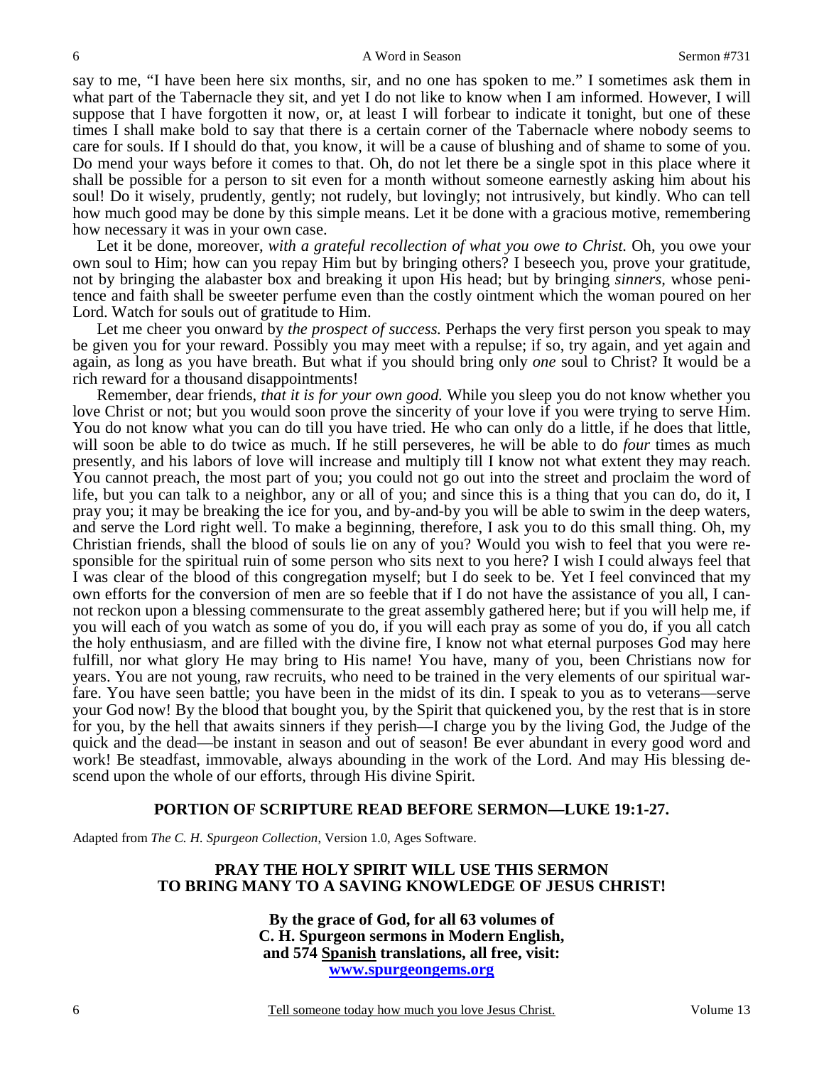say to me, "I have been here six months, sir, and no one has spoken to me." I sometimes ask them in what part of the Tabernacle they sit, and yet I do not like to know when I am informed. However, I will suppose that I have forgotten it now, or, at least I will forbear to indicate it tonight, but one of these times I shall make bold to say that there is a certain corner of the Tabernacle where nobody seems to care for souls. If I should do that, you know, it will be a cause of blushing and of shame to some of you. Do mend your ways before it comes to that. Oh, do not let there be a single spot in this place where it shall be possible for a person to sit even for a month without someone earnestly asking him about his soul! Do it wisely, prudently, gently; not rudely, but lovingly; not intrusively, but kindly. Who can tell how much good may be done by this simple means. Let it be done with a gracious motive, remembering how necessary it was in your own case.

Let it be done, moreover, *with a grateful recollection of what you owe to Christ.* Oh, you owe your own soul to Him; how can you repay Him but by bringing others? I beseech you, prove your gratitude, not by bringing the alabaster box and breaking it upon His head; but by bringing *sinners,* whose penitence and faith shall be sweeter perfume even than the costly ointment which the woman poured on her Lord. Watch for souls out of gratitude to Him.

Let me cheer you onward by *the prospect of success.* Perhaps the very first person you speak to may be given you for your reward. Possibly you may meet with a repulse; if so, try again, and yet again and again, as long as you have breath. But what if you should bring only *one* soul to Christ? It would be a rich reward for a thousand disappointments!

Remember, dear friends, *that it is for your own good.* While you sleep you do not know whether you love Christ or not; but you would soon prove the sincerity of your love if you were trying to serve Him. You do not know what you can do till you have tried. He who can only do a little, if he does that little, will soon be able to do twice as much. If he still perseveres, he will be able to do *four* times as much presently, and his labors of love will increase and multiply till I know not what extent they may reach. You cannot preach, the most part of you; you could not go out into the street and proclaim the word of life, but you can talk to a neighbor, any or all of you; and since this is a thing that you can do, do it, I pray you; it may be breaking the ice for you, and by-and-by you will be able to swim in the deep waters, and serve the Lord right well. To make a beginning, therefore, I ask you to do this small thing. Oh, my Christian friends, shall the blood of souls lie on any of you? Would you wish to feel that you were responsible for the spiritual ruin of some person who sits next to you here? I wish I could always feel that I was clear of the blood of this congregation myself; but I do seek to be. Yet I feel convinced that my own efforts for the conversion of men are so feeble that if I do not have the assistance of you all, I cannot reckon upon a blessing commensurate to the great assembly gathered here; but if you will help me, if you will each of you watch as some of you do, if you will each pray as some of you do, if you all catch the holy enthusiasm, and are filled with the divine fire, I know not what eternal purposes God may here fulfill, nor what glory He may bring to His name! You have, many of you, been Christians now for years. You are not young, raw recruits, who need to be trained in the very elements of our spiritual warfare. You have seen battle; you have been in the midst of its din. I speak to you as to veterans—serve your God now! By the blood that bought you, by the Spirit that quickened you, by the rest that is in store for you, by the hell that awaits sinners if they perish—I charge you by the living God, the Judge of the quick and the dead—be instant in season and out of season! Be ever abundant in every good word and work! Be steadfast, immovable, always abounding in the work of the Lord. And may His blessing descend upon the whole of our efforts, through His divine Spirit.

## PORTION OF SCRIPTURE READ BEFORE SERMON—LUKE 19:1-27.

Adapted from *The C. H. Spurgeon Collection*, Version 1.0, Ages Software.

**PRAY THE HOLY SPIRIT WILL USE THIS SERMON TO BRING MANY TO A SAVING KNOWLEDGE OF JESUS CHRIST!**

**By the grace of God, for all 63 volumes of C. H. Spurgeon sermons in Modern English, and 574 Spanish translations, all free, visit: www.spurgeongems.org**

Tell someone today how much you love Jesus Christ.